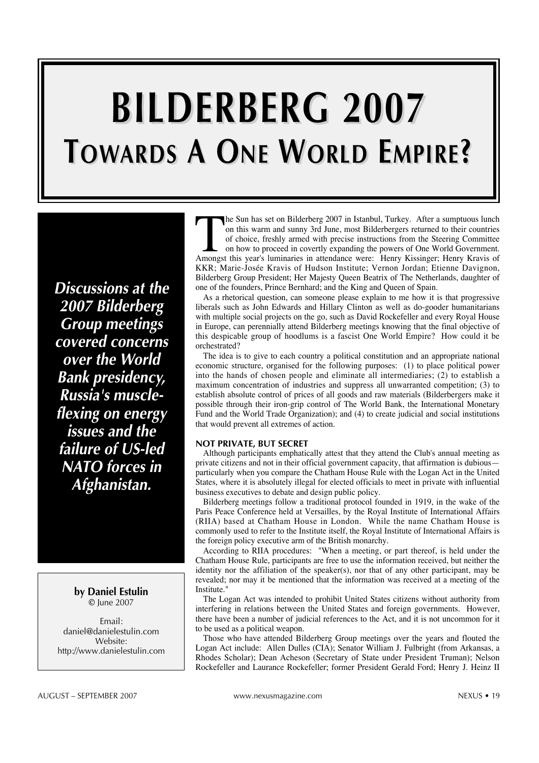# BILDERBERG 2007

## TOWARDS A ONE WORLD EMPIRE?

***Discussions at the 2007 Bilderberg Group meetings covered concerns over the World Bank presidency, Russia's muscle-flexing on energy issues and the failure of US-led NATO forces in Afghanistan.***

**by Daniel Estulin**
© June 2007

Email:
daniel@danielestulin.com
Website:
http://www.danielestulin.com

The Sun has set on Bilderberg 2007 in Istanbul, Turkey. After a sumptuous lunch on this warm and sunny 3rd June, most Bilderbergers returned to their countries of choice, freshly armed with precise instructions from the Steering Committee on how to proceed in covertly expanding the powers of One World Government. Amongst this year's luminaries in attendance were: Henry Kissinger; Henry Kravis of KKR; Marie-Josée Kravis of Hudson Institute; Vernon Jordan; Etienne Davignon, Bilderberg Group President; Her Majesty Queen Beatrix of The Netherlands, daughter of one of the founders, Prince Bernhard; and the King and Queen of Spain.

As a rhetorical question, can someone please explain to me how it is that progressive liberals such as John Edwards and Hillary Clinton as well as do-gooder humanitarians with multiple social projects on the go, such as David Rockefeller and every Royal House in Europe, can perennially attend Bilderberg meetings knowing that the final objective of this despicable group of hoodlums is a fascist One World Empire? How could it be orchestrated?

The idea is to give to each country a political constitution and an appropriate national economic structure, organised for the following purposes: (1) to place political power into the hands of chosen people and eliminate all intermediaries; (2) to establish a maximum concentration of industries and suppress all unwarranted competition; (3) to establish absolute control of prices of all goods and raw materials (Bilderbergers make it possible through their iron-grip control of The World Bank, the International Monetary Fund and the World Trade Organization); and (4) to create judicial and social institutions that would prevent all extremes of action.

### NOT PRIVATE, BUT SECRET

Although participants emphatically attest that they attend the Club's annual meeting as private citizens and not in their official government capacity, that affirmation is dubious—particularly when you compare the Chatham House Rule with the Logan Act in the United States, where it is absolutely illegal for elected officials to meet in private with influential business executives to debate and design public policy.

Bilderberg meetings follow a traditional protocol founded in 1919, in the wake of the Paris Peace Conference held at Versailles, by the Royal Institute of International Affairs (RIIA) based at Chatham House in London. While the name Chatham House is commonly used to refer to the Institute itself, the Royal Institute of International Affairs is the foreign policy executive arm of the British monarchy.

According to RIIA procedures: "When a meeting, or part thereof, is held under the Chatham House Rule, participants are free to use the information received, but neither the identity nor the affiliation of the speaker(s), nor that of any other participant, may be revealed; nor may it be mentioned that the information was received at a meeting of the Institute."

The Logan Act was intended to prohibit United States citizens without authority from interfering in relations between the United States and foreign governments. However, there have been a number of judicial references to the Act, and it is not uncommon for it to be used as a political weapon.

Those who have attended Bilderberg Group meetings over the years and flouted the Logan Act include: Allen Dulles (CIA); Senator William J. Fulbright (from Arkansas, a Rhodes Scholar); Dean Acheson (Secretary of State under President Truman); Nelson Rockefeller and Laurance Rockefeller; former President Gerald Ford; Henry J. Heinz II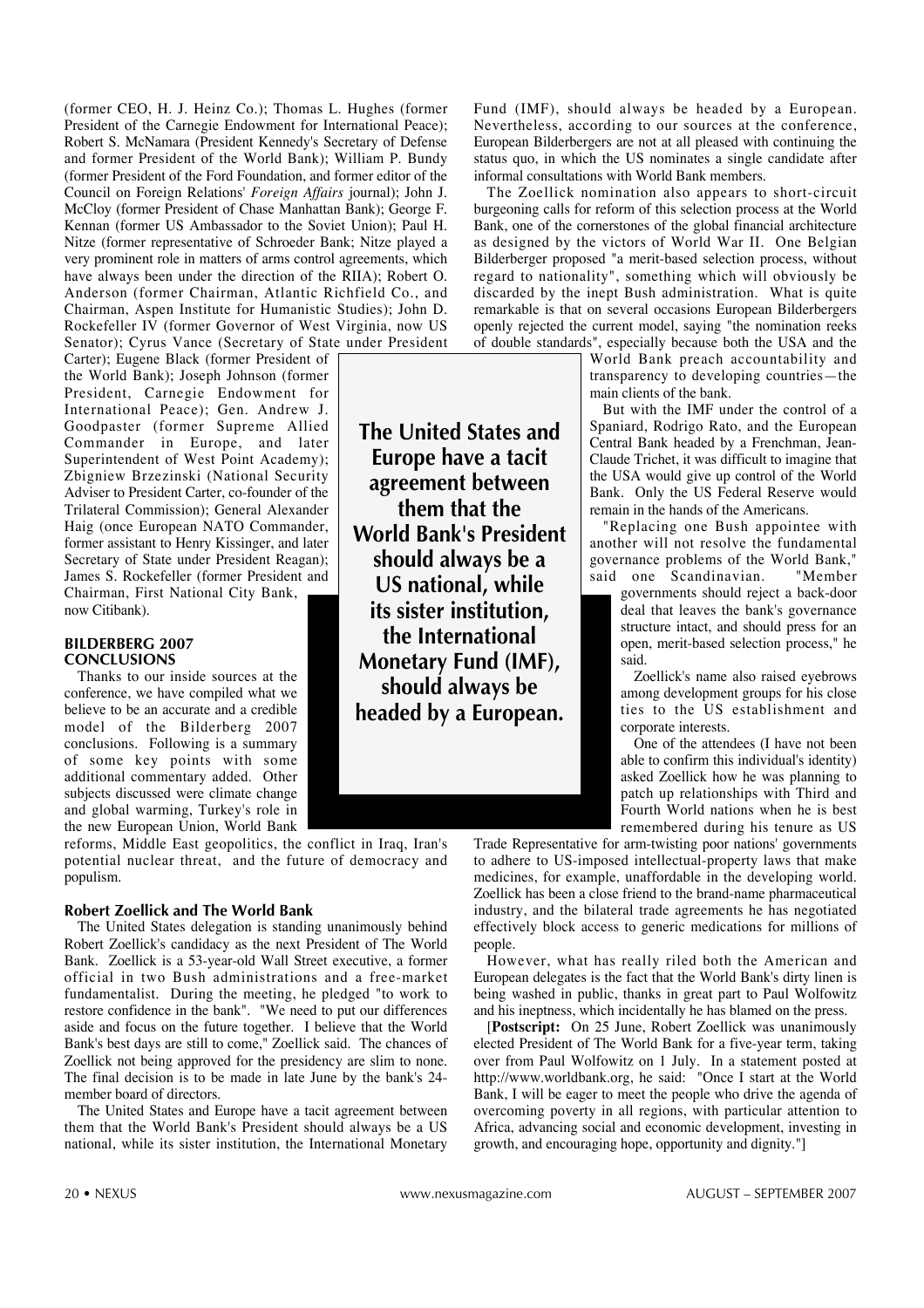(former CEO, H. J. Heinz Co.); Thomas L. Hughes (former President of the Carnegie Endowment for International Peace); Robert S. McNamara (President Kennedy's Secretary of Defense and former President of the World Bank); William P. Bundy (former President of the Ford Foundation, and former editor of the Council on Foreign Relations' *Foreign Affairs* journal); John J. McCloy (former President of Chase Manhattan Bank); George F. Kennan (former US Ambassador to the Soviet Union); Paul H. Nitze (former representative of Schroeder Bank; Nitze played a very prominent role in matters of arms control agreements, which have always been under the direction of the RIIA); Robert O. Anderson (former Chairman, Atlantic Richfield Co., and Chairman, Aspen Institute for Humanistic Studies); John D. Rockefeller IV (former Governor of West Virginia, now US Senator); Cyrus Vance (Secretary of State under President Carter); Eugene Black (former President of the World Bank); Joseph Johnson (former President, Carnegie Endowment for International Peace); Gen. Andrew J. Goodpaster (former Supreme Allied Commander in Europe, and later Superintendent of West Point Academy); Zbigniew Brzezinski (National Security Adviser to President Carter, co-founder of the Trilateral Commission); General Alexander Haig (once European NATO Commander, former assistant to Henry Kissinger, and later Secretary of State under President Reagan); James S. Rockefeller (former President and Chairman, First National City Bank, now Citibank).

### BILDERBERG 2007 CONCLUSIONS

Thanks to our inside sources at the conference, we have compiled what we believe to be an accurate and a credible model of the Bilderberg 2007 conclusions. Following is a summary of some key points with some additional commentary added. Other subjects discussed were climate change and global warming, Turkey's role in the new European Union, World Bank reforms, Middle East geopolitics, the conflict in Iraq, Iran's potential nuclear threat, and the future of democracy and populism.

### Robert Zoellick and The World Bank

The United States delegation is standing unanimously behind Robert Zoellick's candidacy as the next President of The World Bank. Zoellick is a 53-year-old Wall Street executive, a former official in two Bush administrations and a free-market fundamentalist. During the meeting, he pledged "to work to restore confidence in the bank". "We need to put our differences aside and focus on the future together. I believe that the World Bank's best days are still to come," Zoellick said. The chances of Zoellick not being approved for the presidency are slim to none. The final decision is to be made in late June by the bank's 24-member board of directors.

The United States and Europe have a tacit agreement between them that the World Bank's President should always be a US national, while its sister institution, the International Monetary Fund (IMF), should always be headed by a European. Nevertheless, according to our sources at the conference, European Bilderbergers are not at all pleased with continuing the status quo, in which the US nominates a single candidate after informal consultations with World Bank members.

**The United States and Europe have a tacit agreement between them that the World Bank's President should always be a US national, while its sister institution, the International Monetary Fund (IMF), should always be headed by a European.**

The Zoellick nomination also appears to short-circuit burgeoning calls for reform of this selection process at the World Bank, one of the cornerstones of the global financial architecture as designed by the victors of World War II. One Belgian Bilderberger proposed "a merit-based selection process, without regard to nationality", something which will obviously be discarded by the inept Bush administration. What is quite remarkable is that on several occasions European Bilderbergers openly rejected the current model, saying "the nomination reeks of double standards", especially because both the USA and the World Bank preach accountability and transparency to developing countries—the main clients of the bank.

But with the IMF under the control of a Spaniard, Rodrigo Rato, and the European Central Bank headed by a Frenchman, Jean-Claude Trichet, it was difficult to imagine that the USA would give up control of the World Bank. Only the US Federal Reserve would remain in the hands of the Americans.

"Replacing one Bush appointee with another will not resolve the fundamental governance problems of the World Bank," said one Scandinavian. "Member governments should reject a back-door deal that leaves the bank's governance structure intact, and should press for an open, merit-based selection process," he said.

Zoellick's name also raised eyebrows among development groups for his close ties to the US establishment and corporate interests.

One of the attendees (I have not been able to confirm this individual's identity) asked Zoellick how he was planning to patch up relationships with Third and Fourth World nations when he is best remembered during his tenure as US Trade Representative for arm-twisting poor nations' governments to adhere to US-imposed intellectual-property laws that make medicines, for example, unaffordable in the developing world. Zoellick has been a close friend to the brand-name pharmaceutical industry, and the bilateral trade agreements he has negotiated effectively block access to generic medications for millions of people.

However, what has really riled both the American and European delegates is the fact that the World Bank's dirty linen is being washed in public, thanks in great part to Paul Wolfowitz and his ineptness, which incidentally he has blamed on the press.

[**Postscript:** On 25 June, Robert Zoellick was unanimously elected President of The World Bank for a five-year term, taking over from Paul Wolfowitz on 1 July. In a statement posted at http://www.worldbank.org, he said: "Once I start at the World Bank, I will be eager to meet the people who drive the agenda of overcoming poverty in all regions, with particular attention to Africa, advancing social and economic development, investing in growth, and encouraging hope, opportunity and dignity."]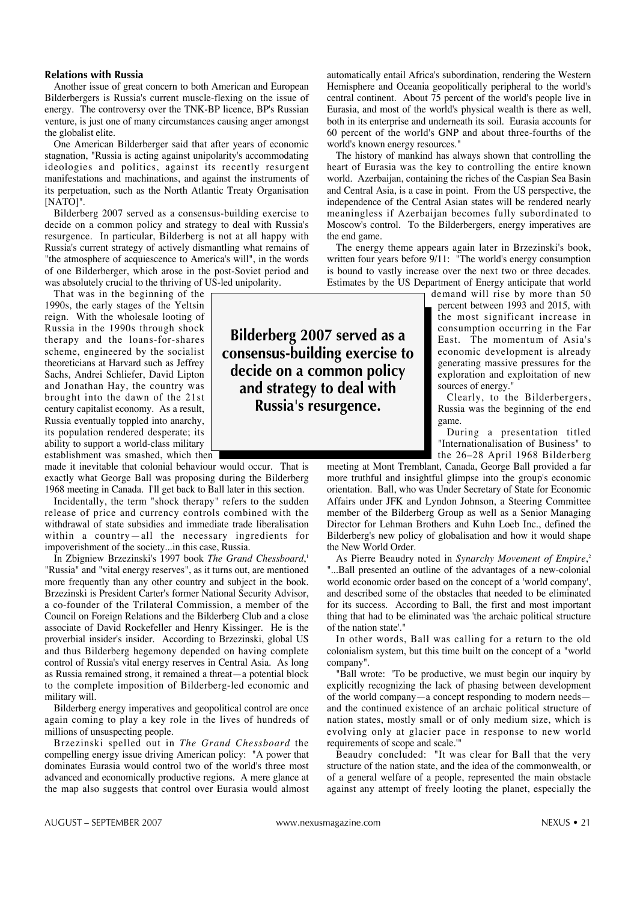## Relations with Russia

Another issue of great concern to both American and European Bilderbergers is Russia's current muscle-flexing on the issue of energy. The controversy over the TNK-BP licence, BP's Russian venture, is just one of many circumstances causing anger amongst the globalist elite.

One American Bilderberger said that after years of economic stagnation, "Russia is acting against unipolarity's accommodating ideologies and politics, against its recently resurgent manifestations and machinations, and against the instruments of its perpetuation, such as the North Atlantic Treaty Organisation [NATO]".

Bilderberg 2007 served as a consensus-building exercise to decide on a common policy and strategy to deal with Russia's resurgence. In particular, Bilderberg is not at all happy with Russia's current strategy of actively dismantling what remains of "the atmosphere of acquiescence to America's will", in the words of one Bilderberger, which arose in the post-Soviet period and was absolutely crucial to the thriving of US-led unipolarity.

That was in the beginning of the 1990s, the early stages of the Yeltsin reign. With the wholesale looting of Russia in the 1990s through shock therapy and the loans-for-shares scheme, engineered by the socialist theoreticians at Harvard such as Jeffrey Sachs, Andrei Schliefer, David Lipton and Jonathan Hay, the country was brought into the dawn of the 21st century capitalist economy. As a result, Russia eventually toppled into anarchy, its population rendered desperate; its ability to support a world-class military establishment was smashed, which then made it inevitable that colonial behaviour would occur. That is exactly what George Ball was proposing during the Bilderberg 1968 meeting in Canada. I'll get back to Ball later in this section.

**Bilderberg 2007 served as a consensus-building exercise to decide on a common policy and strategy to deal with Russia's resurgence.**

Incidentally, the term "shock therapy" refers to the sudden release of price and currency controls combined with the withdrawal of state subsidies and immediate trade liberalisation within a country—all the necessary ingredients for impoverishment of the society...in this case, Russia.

In Zbigniew Brzezinski's 1997 book *The Grand Chessboard*,[1] "Russia" and "vital energy reserves", as it turns out, are mentioned more frequently than any other country and subject in the book. Brzezinski is President Carter's former National Security Advisor, a co-founder of the Trilateral Commission, a member of the Council on Foreign Relations and the Bilderberg Club and a close associate of David Rockefeller and Henry Kissinger. He is the proverbial insider's insider. According to Brzezinski, global US and thus Bilderberg hegemony depended on having complete control of Russia's vital energy reserves in Central Asia. As long as Russia remained strong, it remained a threat—a potential block to the complete imposition of Bilderberg-led economic and military will.

Bilderberg energy imperatives and geopolitical control are once again coming to play a key role in the lives of hundreds of millions of unsuspecting people.

Brzezinski spelled out in *The Grand Chessboard* the compelling energy issue driving American policy: "A power that dominates Eurasia would control two of the world's three most advanced and economically productive regions. A mere glance at the map also suggests that control over Eurasia would almost automatically entail Africa's subordination, rendering the Western Hemisphere and Oceania geopolitically peripheral to the world's central continent. About 75 percent of the world's people live in Eurasia, and most of the world's physical wealth is there as well, both in its enterprise and underneath its soil. Eurasia accounts for 60 percent of the world's GNP and about three-fourths of the world's known energy resources."

The history of mankind has always shown that controlling the heart of Eurasia was the key to controlling the entire known world. Azerbaijan, containing the riches of the Caspian Sea Basin and Central Asia, is a case in point. From the US perspective, the independence of the Central Asian states will be rendered nearly meaningless if Azerbaijan becomes fully subordinated to Moscow's control. To the Bilderbergers, energy imperatives are the end game.

The energy theme appears again later in Brzezinski's book, written four years before 9/11: "The world's energy consumption is bound to vastly increase over the next two or three decades. Estimates by the US Department of Energy anticipate that world demand will rise by more than 50 percent between 1993 and 2015, with the most significant increase in consumption occurring in the Far East. The momentum of Asia's economic development is already generating massive pressures for the exploration and exploitation of new sources of energy."

Clearly, to the Bilderbergers, Russia was the beginning of the end game.

During a presentation titled "Internationalisation of Business" to the 26–28 April 1968 Bilderberg meeting at Mont Tremblant, Canada, George Ball provided a far more truthful and insightful glimpse into the group's economic orientation. Ball, who was Under Secretary of State for Economic Affairs under JFK and Lyndon Johnson, a Steering Committee member of the Bilderberg Group as well as a Senior Managing Director for Lehman Brothers and Kuhn Loeb Inc., defined the Bilderberg's new policy of globalisation and how it would shape the New World Order.

As Pierre Beaudry noted in *Synarchy Movement of Empire*,[2] "...Ball presented an outline of the advantages of a new-colonial world economic order based on the concept of a 'world company', and described some of the obstacles that needed to be eliminated for its success. According to Ball, the first and most important thing that had to be eliminated was 'the archaic political structure of the nation state'."

In other words, Ball was calling for a return to the old colonialism system, but this time built on the concept of a "world company".

"Ball wrote: 'To be productive, we must begin our inquiry by explicitly recognizing the lack of phasing between development of the world company—a concept responding to modern needs—and the continued existence of an archaic political structure of nation states, mostly small or of only medium size, which is evolving only at glacier pace in response to new world requirements of scope and scale.'"

Beaudry concluded: "It was clear for Ball that the very structure of the nation state, and the idea of the commonwealth, or of a general welfare of a people, represented the main obstacle against any attempt of freely looting the planet, especially the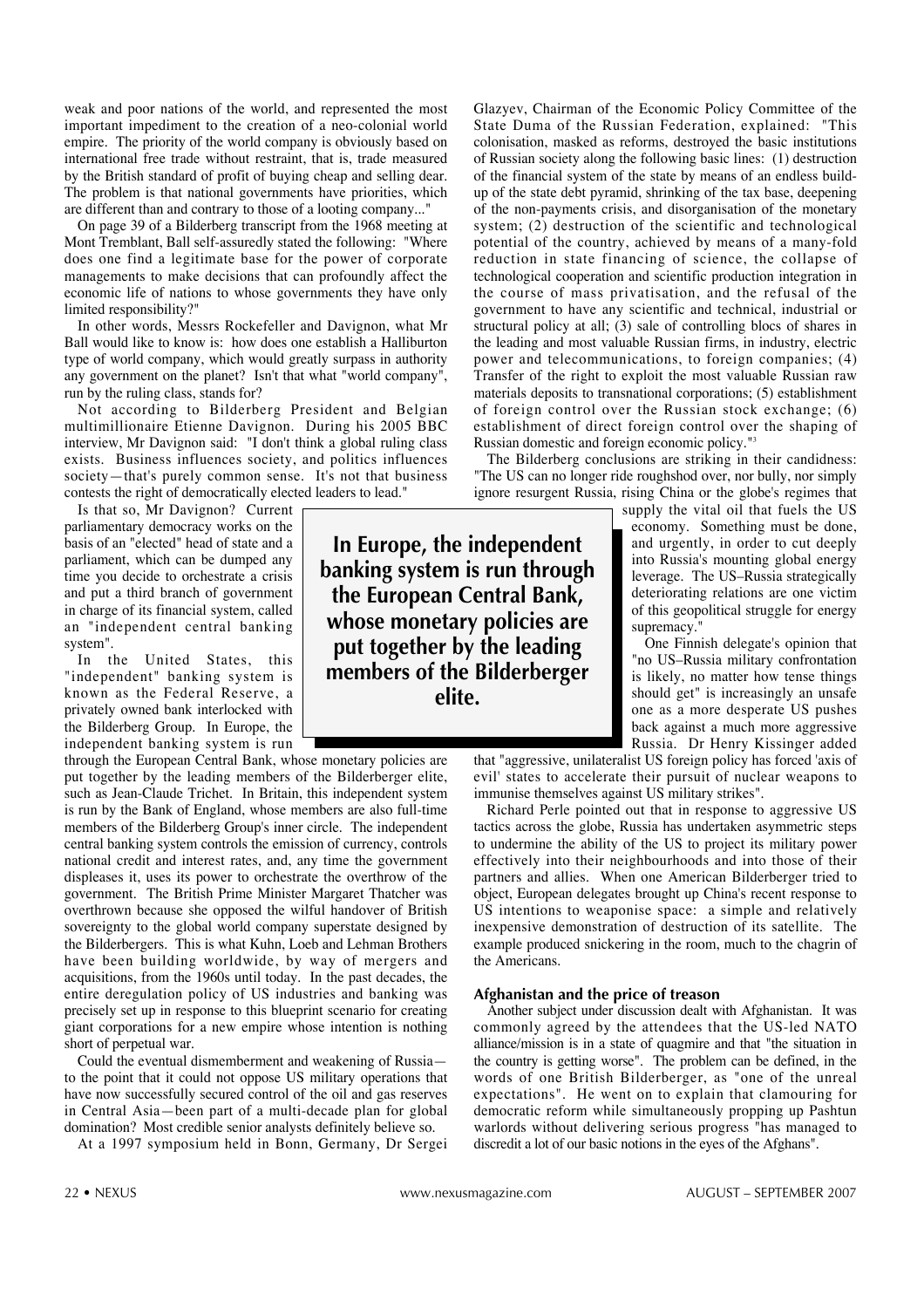weak and poor nations of the world, and represented the most important impediment to the creation of a neo-colonial world empire. The priority of the world company is obviously based on international free trade without restraint, that is, trade measured by the British standard of profit of buying cheap and selling dear. The problem is that national governments have priorities, which are different than and contrary to those of a looting company..."

On page 39 of a Bilderberg transcript from the 1968 meeting at Mont Tremblant, Ball self-assuredly stated the following: "Where does one find a legitimate base for the power of corporate managements to make decisions that can profoundly affect the economic life of nations to whose governments they have only limited responsibility?"

In other words, Messrs Rockefeller and Davignon, what Mr Ball would like to know is: how does one establish a Halliburton type of world company, which would greatly surpass in authority any government on the planet? Isn't that what "world company", run by the ruling class, stands for?

Not according to Bilderberg President and Belgian multimillionaire Etienne Davignon. During his 2005 BBC interview, Mr Davignon said: "I don't think a global ruling class exists. Business influences society, and politics influences society—that's purely common sense. It's not that business contests the right of democratically elected leaders to lead."

Is that so, Mr Davignon? Current parliamentary democracy works on the basis of an "elected" head of state and a parliament, which can be dumped any time you decide to orchestrate a crisis and put a third branch of government in charge of its financial system, called an "independent central banking system".

In the United States, this "independent" banking system is known as the Federal Reserve, a privately owned bank interlocked with the Bilderberg Group. In Europe, the independent banking system is run through the European Central Bank, whose monetary policies are put together by the leading members of the Bilderberger elite, such as Jean-Claude Trichet. In Britain, this independent system is run by the Bank of England, whose members are also full-time members of the Bilderberg Group's inner circle. The independent central banking system controls the emission of currency, controls national credit and interest rates, and, any time the government displeases it, uses its power to orchestrate the overthrow of the government. The British Prime Minister Margaret Thatcher was overthrown because she opposed the wilful handover of British sovereignty to the global world company superstate designed by the Bilderbergers. This is what Kuhn, Loeb and Lehman Brothers have been building worldwide, by way of mergers and acquisitions, from the 1960s until today. In the past decades, the entire deregulation policy of US industries and banking was precisely set up in response to this blueprint scenario for creating giant corporations for a new empire whose intention is nothing short of perpetual war.

**In Europe, the independent banking system is run through the European Central Bank, whose monetary policies are put together by the leading members of the Bilderberger elite.**

Could the eventual dismemberment and weakening of Russia—to the point that it could not oppose US military operations that have now successfully secured control of the oil and gas reserves in Central Asia—been part of a multi-decade plan for global domination? Most credible senior analysts definitely believe so.

At a 1997 symposium held in Bonn, Germany, Dr Sergei Glazyev, Chairman of the Economic Policy Committee of the State Duma of the Russian Federation, explained: "This colonisation, masked as reforms, destroyed the basic institutions of Russian society along the following basic lines: (1) destruction of the financial system of the state by means of an endless build-up of the state debt pyramid, shrinking of the tax base, deepening of the non-payments crisis, and disorganisation of the monetary system; (2) destruction of the scientific and technological potential of the country, achieved by means of a many-fold reduction in state financing of science, the collapse of technological cooperation and scientific production integration in the course of mass privatisation, and the refusal of the government to have any scientific and technical, industrial or structural policy at all; (3) sale of controlling blocs of shares in the leading and most valuable Russian firms, in industry, electric power and telecommunications, to foreign companies; (4) Transfer of the right to exploit the most valuable Russian raw materials deposits to transnational corporations; (5) establishment of foreign control over the Russian stock exchange; (6) establishment of direct foreign control over the shaping of Russian domestic and foreign economic policy."[3]

The Bilderberg conclusions are striking in their candidness: "The US can no longer ride roughshod over, nor bully, nor simply ignore resurgent Russia, rising China or the globe's regimes that supply the vital oil that fuels the US economy. Something must be done, and urgently, in order to cut deeply into Russia's mounting global energy leverage. The US–Russia strategically deteriorating relations are one victim of this geopolitical struggle for energy supremacy."

One Finnish delegate's opinion that "no US–Russia military confrontation is likely, no matter how tense things should get" is increasingly an unsafe one as a more desperate US pushes back against a much more aggressive Russia. Dr Henry Kissinger added that "aggressive, unilateralist US foreign policy has forced 'axis of evil' states to accelerate their pursuit of nuclear weapons to immunise themselves against US military strikes".

Richard Perle pointed out that in response to aggressive US tactics across the globe, Russia has undertaken asymmetric steps to undermine the ability of the US to project its military power effectively into their neighbourhoods and into those of their partners and allies. When one American Bilderberger tried to object, European delegates brought up China's recent response to US intentions to weaponise space: a simple and relatively inexpensive demonstration of destruction of its satellite. The example produced snickering in the room, much to the chagrin of the Americans.

### Afghanistan and the price of treason

Another subject under discussion dealt with Afghanistan. It was commonly agreed by the attendees that the US-led NATO alliance/mission is in a state of quagmire and that "the situation in the country is getting worse". The problem can be defined, in the words of one British Bilderberger, as "one of the unreal expectations". He went on to explain that clamouring for democratic reform while simultaneously propping up Pashtun warlords without delivering serious progress "has managed to discredit a lot of our basic notions in the eyes of the Afghans".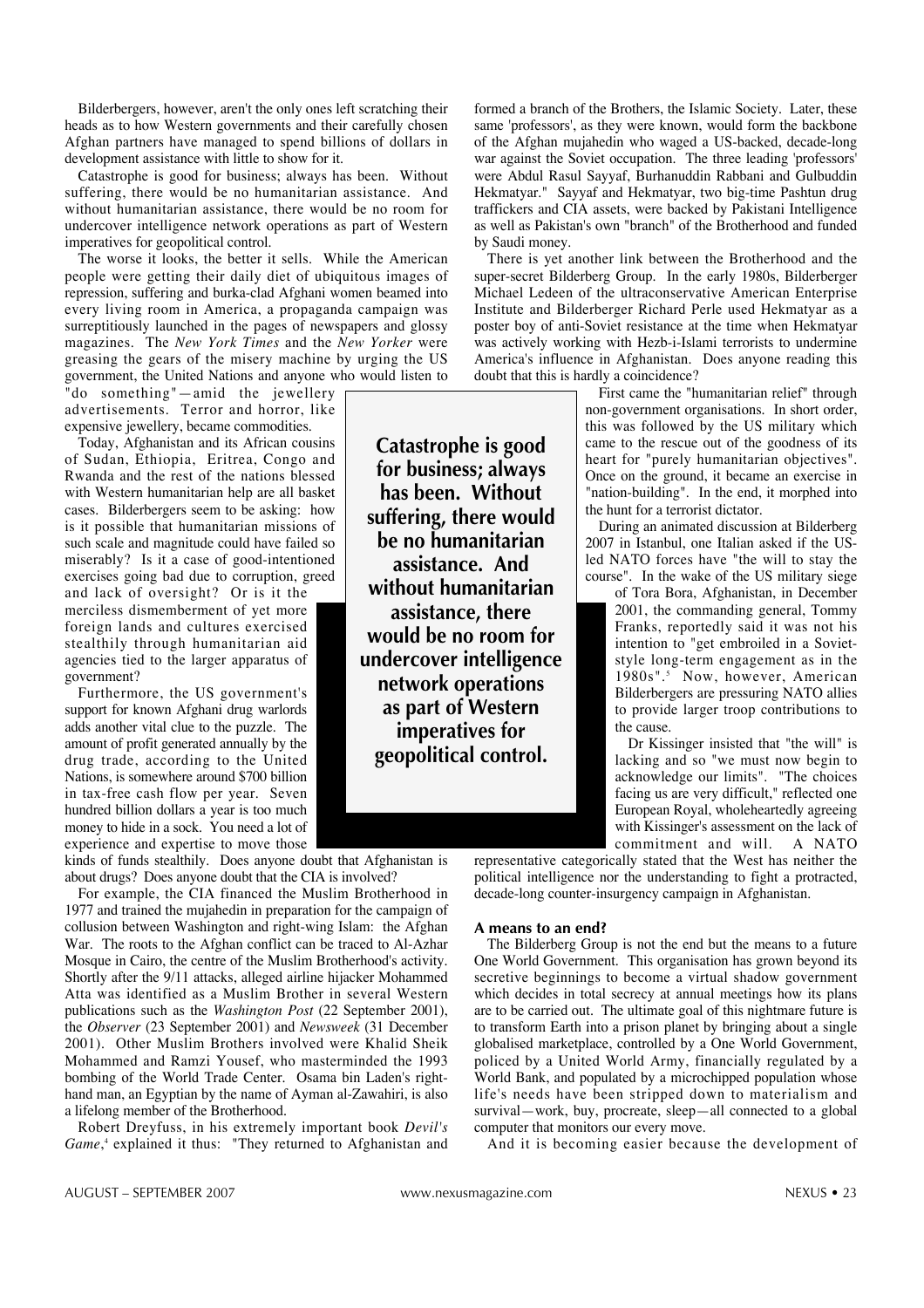Bilderbergers, however, aren't the only ones left scratching their heads as to how Western governments and their carefully chosen Afghan partners have managed to spend billions of dollars in development assistance with little to show for it.

Catastrophe is good for business; always has been. Without suffering, there would be no humanitarian assistance. And without humanitarian assistance, there would be no room for undercover intelligence network operations as part of Western imperatives for geopolitical control.

The worse it looks, the better it sells. While the American people were getting their daily diet of ubiquitous images of repression, suffering and burka-clad Afghani women beamed into every living room in America, a propaganda campaign was surreptitiously launched in the pages of newspapers and glossy magazines. The *New York Times* and the *New Yorker* were greasing the gears of the misery machine by urging the US government, the United Nations and anyone who would listen to "do something"—amid the jewellery advertisements. Terror and horror, like expensive jewellery, became commodities.

Today, Afghanistan and its African cousins of Sudan, Ethiopia, Eritrea, Congo and Rwanda and the rest of the nations blessed with Western humanitarian help are all basket cases. Bilderbergers seem to be asking: how is it possible that humanitarian missions of such scale and magnitude could have failed so miserably? Is it a case of good-intentioned exercises going bad due to corruption, greed and lack of oversight? Or is it the merciless dismemberment of yet more foreign lands and cultures exercised stealthily through humanitarian aid agencies tied to the larger apparatus of government?

Furthermore, the US government's support for known Afghani drug warlords adds another vital clue to the puzzle. The amount of profit generated annually by the drug trade, according to the United Nations, is somewhere around $700 billion in tax-free cash flow per year. Seven hundred billion dollars a year is too much money to hide in a sock. You need a lot of experience and expertise to move those kinds of funds stealthily. Does anyone doubt that Afghanistan is about drugs? Does anyone doubt that the CIA is involved?

For example, the CIA financed the Muslim Brotherhood in 1977 and trained the mujahedin in preparation for the campaign of collusion between Washington and right-wing Islam: the Afghan War. The roots to the Afghan conflict can be traced to Al-Azhar Mosque in Cairo, the centre of the Muslim Brotherhood's activity. Shortly after the 9/11 attacks, alleged airline hijacker Mohammed Atta was identified as a Muslim Brother in several Western publications such as the *Washington Post* (22 September 2001), the *Observer* (23 September 2001) and *Newsweek* (31 December 2001). Other Muslim Brothers involved were Khalid Sheik Mohammed and Ramzi Yousef, who masterminded the 1993 bombing of the World Trade Center. Osama bin Laden's right-hand man, an Egyptian by the name of Ayman al-Zawahiri, is also a lifelong member of the Brotherhood.

Robert Dreyfuss, in his extremely important book *Devil's Game*,[4] explained it thus: "They returned to Afghanistan and formed a branch of the Brothers, the Islamic Society. Later, these same 'professors', as they were known, would form the backbone of the Afghan mujahedin who waged a US-backed, decade-long war against the Soviet occupation. The three leading 'professors' were Abdul Rasul Sayyaf, Burhanuddin Rabbani and Gulbuddin Hekmatyar." Sayyaf and Hekmatyar, two big-time Pashtun drug traffickers and CIA assets, were backed by Pakistani Intelligence as well as Pakistan's own "branch" of the Brotherhood and funded by Saudi money.

There is yet another link between the Brotherhood and the super-secret Bilderberg Group. In the early 1980s, Bilderberger Michael Ledeen of the ultraconservative American Enterprise Institute and Bilderberger Richard Perle used Hekmatyar as a poster boy of anti-Soviet resistance at the time when Hekmatyar was actively working with Hezb-i-Islami terrorists to undermine America's influence in Afghanistan. Does anyone reading this doubt that this is hardly a coincidence?

First came the "humanitarian relief" through non-government organisations. In short order, this was followed by the US military which came to the rescue out of the goodness of its heart for "purely humanitarian objectives". Once on the ground, it became an exercise in "nation-building". In the end, it morphed into the hunt for a terrorist dictator.

During an animated discussion at Bilderberg 2007 in Istanbul, one Italian asked if the US-led NATO forces have "the will to stay the course". In the wake of the US military siege of Tora Bora, Afghanistan, in December 2001, the commanding general, Tommy Franks, reportedly said it was not his intention to "get embroiled in a Soviet-style long-term engagement as in the 1980s".[5] Now, however, American Bilderbergers are pressuring NATO allies to provide larger troop contributions to the cause.

Dr Kissinger insisted that "the will" is lacking and so "we must now begin to acknowledge our limits". "The choices facing us are very difficult," reflected one European Royal, wholeheartedly agreeing with Kissinger's assessment on the lack of commitment and will. A NATO representative categorically stated that the West has neither the political intelligence nor the understanding to fight a protracted, decade-long counter-insurgency campaign in Afghanistan.

**Catastrophe is good for business; always has been. Without suffering, there would be no humanitarian assistance. And without humanitarian assistance, there would be no room for undercover intelligence network operations as part of Western imperatives for geopolitical control.**

### A means to an end?

The Bilderberg Group is not the end but the means to a future One World Government. This organisation has grown beyond its secretive beginnings to become a virtual shadow government which decides in total secrecy at annual meetings how its plans are to be carried out. The ultimate goal of this nightmare future is to transform Earth into a prison planet by bringing about a single globalised marketplace, controlled by a One World Government, policed by a United World Army, financially regulated by a World Bank, and populated by a microchipped population whose life's needs have been stripped down to materialism and survival—work, buy, procreate, sleep—all connected to a global computer that monitors our every move.

And it is becoming easier because the development of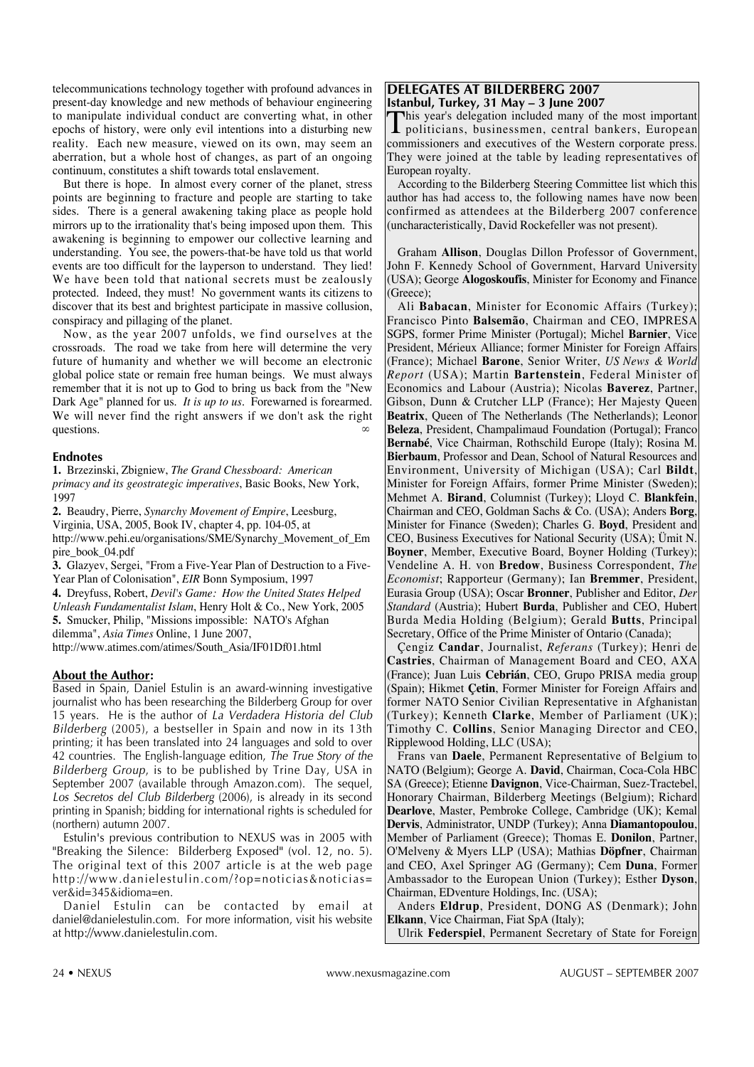telecommunications technology together with profound advances in present-day knowledge and new methods of behaviour engineering to manipulate individual conduct are converting what, in other epochs of history, were only evil intentions into a disturbing new reality. Each new measure, viewed on its own, may seem an aberration, but a whole host of changes, as part of an ongoing continuum, constitutes a shift towards total enslavement.

But there is hope. In almost every corner of the planet, stress points are beginning to fracture and people are starting to take sides. There is a general awakening taking place as people hold mirrors up to the irrationality that's being imposed upon them. This awakening is beginning to empower our collective learning and understanding. You see, the powers-that-be have told us that world events are too difficult for the layperson to understand. They lied! We have been told that national secrets must be zealously protected. Indeed, they must! No government wants its citizens to discover that its best and brightest participate in massive collusion, conspiracy and pillaging of the planet.

Now, as the year 2007 unfolds, we find ourselves at the crossroads. The road we take from here will determine the very future of humanity and whether we will become an electronic global police state or remain free human beings. We must always remember that it is not up to God to bring us back from the "New Dark Age" planned for us. *It is up to us*. Forewarned is forearmed. We will never find the right answers if we don't ask the right questions. ∞

### Endnotes

**1.** Brzezinski, Zbigniew, *The Grand Chessboard: American primacy and its geostrategic imperatives*, Basic Books, New York, 1997

**2.** Beaudry, Pierre, *Synarchy Movement of Empire*, Leesburg, Virginia, USA, 2005, Book IV, chapter 4, pp. 104-05, at http://www.pehi.eu/organisations/SME/Synarchy_Movement_of_Empire_book_04.pdf

**3.** Glazyev, Sergei, "From a Five-Year Plan of Destruction to a Five-Year Plan of Colonisation", *EIR* Bonn Symposium, 1997

**4.** Dreyfuss, Robert, *Devil's Game: How the United States Helped Unleash Fundamentalist Islam*, Henry Holt & Co., New York, 2005

**5.** Smucker, Philip, "Missions impossible: NATO's Afghan dilemma", *Asia Times* Online, 1 June 2007, http://www.atimes.com/atimes/South_Asia/IF01Df01.html

### About the Author:

Based in Spain, Daniel Estulin is an award-winning investigative journalist who has been researching the Bilderberg Group for over 15 years. He is the author of *La Verdadera Historia del Club Bilderberg* (2005), a bestseller in Spain and now in its 13th printing; it has been translated into 24 languages and sold to over 42 countries. The English-language edition, *The True Story of the Bilderberg Group*, is to be published by Trine Day, USA in September 2007 (available through Amazon.com). The sequel, *Los Secretos del Club Bilderberg* (2006), is already in its second printing in Spanish; bidding for international rights is scheduled for (northern) autumn 2007.

Estulin's previous contribution to NEXUS was in 2005 with "Breaking the Silence: Bilderberg Exposed" (vol. 12, no. 5). The original text of this 2007 article is at the web page http://www.danielestulin.com/?op=noticias&noticias=ver&id=345&idioma=en.

Daniel Estulin can be contacted by email at daniel@danielestulin.com. For more information, visit his website at http://www.danielestulin.com.

## DELEGATES AT BILDERBERG 2007

### Istanbul, Turkey, 31 May – 3 June 2007

This year's delegation included many of the most important politicians, businessmen, central bankers, European commissioners and executives of the Western corporate press. They were joined at the table by leading representatives of European royalty.

According to the Bilderberg Steering Committee list which this author has had access to, the following names have now been confirmed as attendees at the Bilderberg 2007 conference (uncharacteristically, David Rockefeller was not present).

Graham **Allison**, Douglas Dillon Professor of Government, John F. Kennedy School of Government, Harvard University (USA); George **Alogoskoufis**, Minister for Economy and Finance (Greece);

Ali **Babacan**, Minister for Economic Affairs (Turkey); Francisco Pinto **Balsemão**, Chairman and CEO, IMPRESA SGPS, former Prime Minister (Portugal); Michel **Barnier**, Vice President, Mérieux Alliance; former Minister for Foreign Affairs (France); Michael **Barone**, Senior Writer, *US News & World Report* (USA); Martin **Bartenstein**, Federal Minister of Economics and Labour (Austria); Nicolas **Baverez**, Partner, Gibson, Dunn & Crutcher LLP (France); Her Majesty Queen **Beatrix**, Queen of The Netherlands (The Netherlands); Leonor **Beleza**, President, Champalimaud Foundation (Portugal); Franco **Bernabé**, Vice Chairman, Rothschild Europe (Italy); Rosina M. **Bierbaum**, Professor and Dean, School of Natural Resources and Environment, University of Michigan (USA); Carl **Bildt**, Minister for Foreign Affairs, former Prime Minister (Sweden); Mehmet A. **Birand**, Columnist (Turkey); Lloyd C. **Blankfein**, Chairman and CEO, Goldman Sachs & Co. (USA); Anders **Borg**, Minister for Finance (Sweden); Charles G. **Boyd**, President and CEO, Business Executives for National Security (USA); Ümit N. **Boyner**, Member, Executive Board, Boyner Holding (Turkey); Vendeline A. H. von **Bredow**, Business Correspondent, *The Economist*; Rapporteur (Germany); Ian **Bremmer**, President, Eurasia Group (USA); Oscar **Bronner**, Publisher and Editor, *Der Standard* (Austria); Hubert **Burda**, Publisher and CEO, Hubert Burda Media Holding (Belgium); Gerald **Butts**, Principal Secretary, Office of the Prime Minister of Ontario (Canada);

Çengiz **Candar**, Journalist, *Referans* (Turkey); Henri de **Castries**, Chairman of Management Board and CEO, AXA (France); Juan Luis **Cebrián**, CEO, Grupo PRISA media group (Spain); Hikmet **Çetin**, Former Minister for Foreign Affairs and former NATO Senior Civilian Representative in Afghanistan (Turkey); Kenneth **Clarke**, Member of Parliament (UK); Timothy C. **Collins**, Senior Managing Director and CEO, Ripplewood Holding, LLC (USA);

Frans van **Daele**, Permanent Representative of Belgium to NATO (Belgium); George A. **David**, Chairman, Coca-Cola HBC SA (Greece); Etienne **Davignon**, Vice-Chairman, Suez-Tractebel, Honorary Chairman, Bilderberg Meetings (Belgium); Richard **Dearlove**, Master, Pembroke College, Cambridge (UK); Kemal **Dervis**, Administrator, UNDP (Turkey); Anna **Diamantopoulou**, Member of Parliament (Greece); Thomas E. **Donilon**, Partner, O'Melveny & Myers LLP (USA); Mathias **Döpfner**, Chairman and CEO, Axel Springer AG (Germany); Cem **Duna**, Former Ambassador to the European Union (Turkey); Esther **Dyson**, Chairman, EDventure Holdings, Inc. (USA);

Anders **Eldrup**, President, DONG AS (Denmark); John **Elkann**, Vice Chairman, Fiat SpA (Italy);

Ulrik **Federspiel**, Permanent Secretary of State for Foreign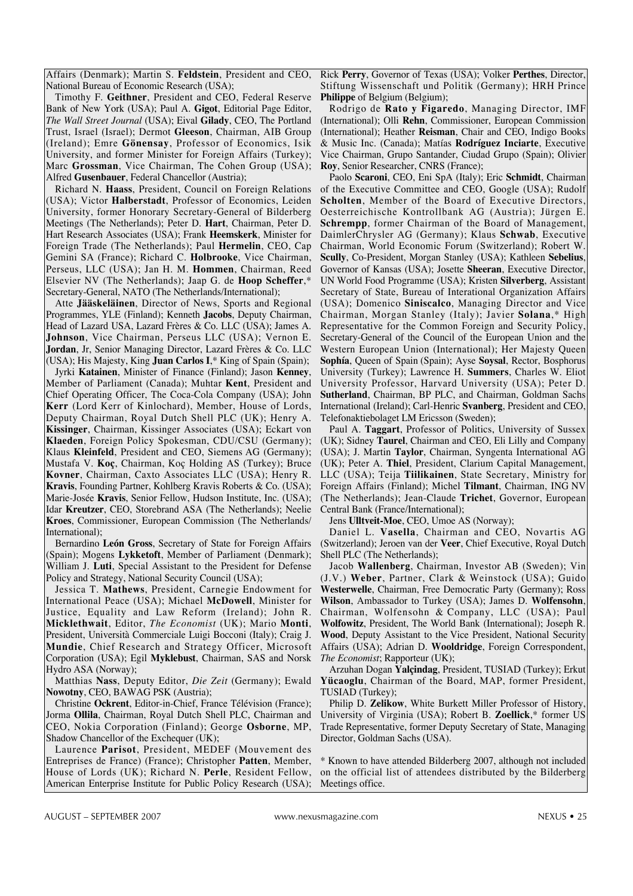Affairs (Denmark); Martin S. **Feldstein**, President and CEO, National Bureau of Economic Research (USA);

Timothy F. **Geithner**, President and CEO, Federal Reserve Bank of New York (USA); Paul A. **Gigot**, Editorial Page Editor, *The Wall Street Journal* (USA); Eival **Gilady**, CEO, The Portland Trust, Israel (Israel); Dermot **Gleeson**, Chairman, AIB Group (Ireland); Emre **Gönensay**, Professor of Economics, Isik University, and former Minister for Foreign Affairs (Turkey); Marc **Grossman**, Vice Chairman, The Cohen Group (USA); Alfred **Gusenbauer**, Federal Chancellor (Austria);

Richard N. **Haass**, President, Council on Foreign Relations (USA); Victor **Halberstadt**, Professor of Economics, Leiden University, former Honorary Secretary-General of Bilderberg Meetings (The Netherlands); Peter D. **Hart**, Chairman, Peter D. Hart Research Associates (USA); Frank **Heemskerk**, Minister for Foreign Trade (The Netherlands); Paul **Hermelin**, CEO, Cap Gemini SA (France); Richard C. **Holbrooke**, Vice Chairman, Perseus, LLC (USA); Jan H. M. **Hommen**, Chairman, Reed Elsevier NV (The Netherlands); Jaap G. de **Hoop Scheffer**,* Secretary-General, NATO (The Netherlands/International);

Atte **Jääskeläinen**, Director of News, Sports and Regional Programmes, YLE (Finland); Kenneth **Jacobs**, Deputy Chairman, Head of Lazard USA, Lazard Frères & Co. LLC (USA); James A. **Johnson**, Vice Chairman, Perseus LLC (USA); Vernon E. **Jordan**, Jr, Senior Managing Director, Lazard Frères & Co. LLC (USA); His Majesty, King **Juan Carlos I**,* King of Spain (Spain);

Jyrki **Katainen**, Minister of Finance (Finland); Jason **Kenney**, Member of Parliament (Canada); Muhtar **Kent**, President and Chief Operating Officer, The Coca-Cola Company (USA); John **Kerr** (Lord Kerr of Kinlochard), Member, House of Lords, Deputy Chairman, Royal Dutch Shell PLC (UK); Henry A. **Kissinger**, Chairman, Kissinger Associates (USA); Eckart von **Klaeden**, Foreign Policy Spokesman, CDU/CSU (Germany); Klaus **Kleinfeld**, President and CEO, Siemens AG (Germany); Mustafa V. **Koç**, Chairman, Koç Holding AS (Turkey); Bruce **Kovner**, Chairman, Caxto Associates LLC (USA); Henry R. **Kravis**, Founding Partner, Kohlberg Kravis Roberts & Co. (USA); Marie-Josée **Kravis**, Senior Fellow, Hudson Institute, Inc. (USA); Idar **Kreutzer**, CEO, Storebrand ASA (The Netherlands); Neelie **Kroes**, Commissioner, European Commission (The Netherlands/International);

Bernardino **León Gross**, Secretary of State for Foreign Affairs (Spain); Mogens **Lykketoft**, Member of Parliament (Denmark); William J. **Luti**, Special Assistant to the President for Defense Policy and Strategy, National Security Council (USA);

Jessica T. **Mathews**, President, Carnegie Endowment for International Peace (USA); Michael **McDowell**, Minister for Justice, Equality and Law Reform (Ireland); John R. **Micklethwait**, Editor, *The Economist* (UK); Mario **Monti**, President, Università Commerciale Luigi Bocconi (Italy); Craig J. **Mundie**, Chief Research and Strategy Officer, Microsoft Corporation (USA); Egil **Myklebust**, Chairman, SAS and Norsk Hydro ASA (Norway);

Matthias **Nass**, Deputy Editor, *Die Zeit* (Germany); Ewald **Nowotny**, CEO, BAWAG PSK (Austria);

Christine **Ockrent**, Editor-in-Chief, France Télévision (France); Jorma **Ollila**, Chairman, Royal Dutch Shell PLC, Chairman and CEO, Nokia Corporation (Finland); George **Osborne**, MP, Shadow Chancellor of the Exchequer (UK);

Laurence **Parisot**, President, MEDEF (Mouvement des Entreprises de France) (France); Christopher **Patten**, Member, House of Lords (UK); Richard N. **Perle**, Resident Fellow, American Enterprise Institute for Public Policy Research (USA); Rick **Perry**, Governor of Texas (USA); Volker **Perthes**, Director, Stiftung Wissenschaft und Politik (Germany); HRH Prince **Philippe** of Belgium (Belgium);

Rodrigo de **Rato y Figaredo**, Managing Director, IMF (International); Olli **Rehn**, Commissioner, European Commission (International); Heather **Reisman**, Chair and CEO, Indigo Books & Music Inc. (Canada); Matías **Rodríguez Inciarte**, Executive Vice Chairman, Grupo Santander, Ciudad Grupo (Spain); Olivier **Roy**, Senior Researcher, CNRS (France);

Paolo **Scaroni**, CEO, Eni SpA (Italy); Eric **Schmidt**, Chairman of the Executive Committee and CEO, Google (USA); Rudolf **Scholten**, Member of the Board of Executive Directors, Oesterreichische Kontrollbank AG (Austria); Jürgen E. **Schrempp**, former Chairman of the Board of Management, DaimlerChrysler AG (Germany); Klaus **Schwab**, Executive Chairman, World Economic Forum (Switzerland); Robert W. **Scully**, Co-President, Morgan Stanley (USA); Kathleen **Sebelius**, Governor of Kansas (USA); Josette **Sheeran**, Executive Director, UN World Food Programme (USA); Kristen **Silverberg**, Assistant Secretary of State, Bureau of Interational Organization Affairs (USA); Domenico **Siniscalco**, Managing Director and Vice Chairman, Morgan Stanley (Italy); Javier **Solana**,* High Representative for the Common Foreign and Security Policy, Secretary-General of the Council of the European Union and the Western European Union (International); Her Majesty Queen **Sophía**, Queen of Spain (Spain); Ayse **Soysal**, Rector, Bosphorus University (Turkey); Lawrence H. **Summers**, Charles W. Eliot University Professor, Harvard University (USA); Peter D. **Sutherland**, Chairman, BP PLC, and Chairman, Goldman Sachs International (Ireland); Carl-Henric **Svanberg**, President and CEO, Telefonaktiebolaget LM Ericsson (Sweden);

Paul A. **Taggart**, Professor of Politics, University of Sussex (UK); Sidney **Taurel**, Chairman and CEO, Eli Lilly and Company (USA); J. Martin **Taylor**, Chairman, Syngenta International AG (UK); Peter A. **Thiel**, President, Clarium Capital Management, LLC (USA); Teija **Tiilikainen**, State Secretary, Ministry for Foreign Affairs (Finland); Michel **Tilmant**, Chairman, ING NV (The Netherlands); Jean-Claude **Trichet**, Governor, European Central Bank (France/International);

Jens **Ulltveit-Moe**, CEO, Umoe AS (Norway);

Daniel L. **Vasella**, Chairman and CEO, Novartis AG (Switzerland); Jeroen van der **Veer**, Chief Executive, Royal Dutch Shell PLC (The Netherlands);

Jacob **Wallenberg**, Chairman, Investor AB (Sweden); Vin (J.V.) **Weber**, Partner, Clark & Weinstock (USA); Guido **Westerwelle**, Chairman, Free Democratic Party (Germany); Ross **Wilson**, Ambassador to Turkey (USA); James D. **Wolfensohn**, Chairman, Wolfensohn & Company, LLC (USA); Paul **Wolfowitz**, President, The World Bank (International); Joseph R. **Wood**, Deputy Assistant to the Vice President, National Security Affairs (USA); Adrian D. **Wooldridge**, Foreign Correspondent, *The Economist*; Rapporteur (UK);

Arzuhan Dogan **Yalçindag**, President, TUSIAD (Turkey); Erkut **Yücaoglu**, Chairman of the Board, MAP, former President, TUSIAD (Turkey);

Philip D. **Zelikow**, White Burkett Miller Professor of History, University of Virginia (USA); Robert B. **Zoellick**,* former US Trade Representative, former Deputy Secretary of State, Managing Director, Goldman Sachs (USA).

\* Known to have attended Bilderberg 2007, although not included on the official list of attendees distributed by the Bilderberg Meetings office.